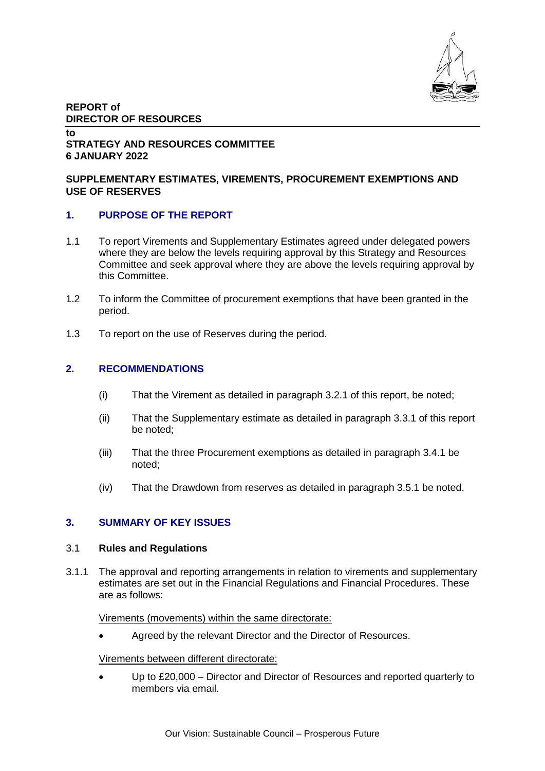**REPORT of**
**DIRECTOR OF RESOURCES**

**to**
**STRATEGY AND RESOURCES COMMITTEE**
**6 JANUARY 2022**

**SUPPLEMENTARY ESTIMATES, VIREMENTS, PROCUREMENT EXEMPTIONS AND USE OF RESERVES**

## 1. PURPOSE OF THE REPORT

1.1 To report Virements and Supplementary Estimates agreed under delegated powers where they are below the levels requiring approval by this Strategy and Resources Committee and seek approval where they are above the levels requiring approval by this Committee.

1.2 To inform the Committee of procurement exemptions that have been granted in the period.

1.3 To report on the use of Reserves during the period.

## 2. RECOMMENDATIONS

(i) That the Virement as detailed in paragraph 3.2.1 of this report, be noted;

(ii) That the Supplementary estimate as detailed in paragraph 3.3.1 of this report be noted;

(iii) That the three Procurement exemptions as detailed in paragraph 3.4.1 be noted;

(iv) That the Drawdown from reserves as detailed in paragraph 3.5.1 be noted.

## 3. SUMMARY OF KEY ISSUES

### 3.1 Rules and Regulations

3.1.1 The approval and reporting arrangements in relation to virements and supplementary estimates are set out in the Financial Regulations and Financial Procedures. These are as follows:

Virements (movements) within the same directorate:

- Agreed by the relevant Director and the Director of Resources.

Virements between different directorate:

- Up to £20,000 – Director and Director of Resources and reported quarterly to members via email.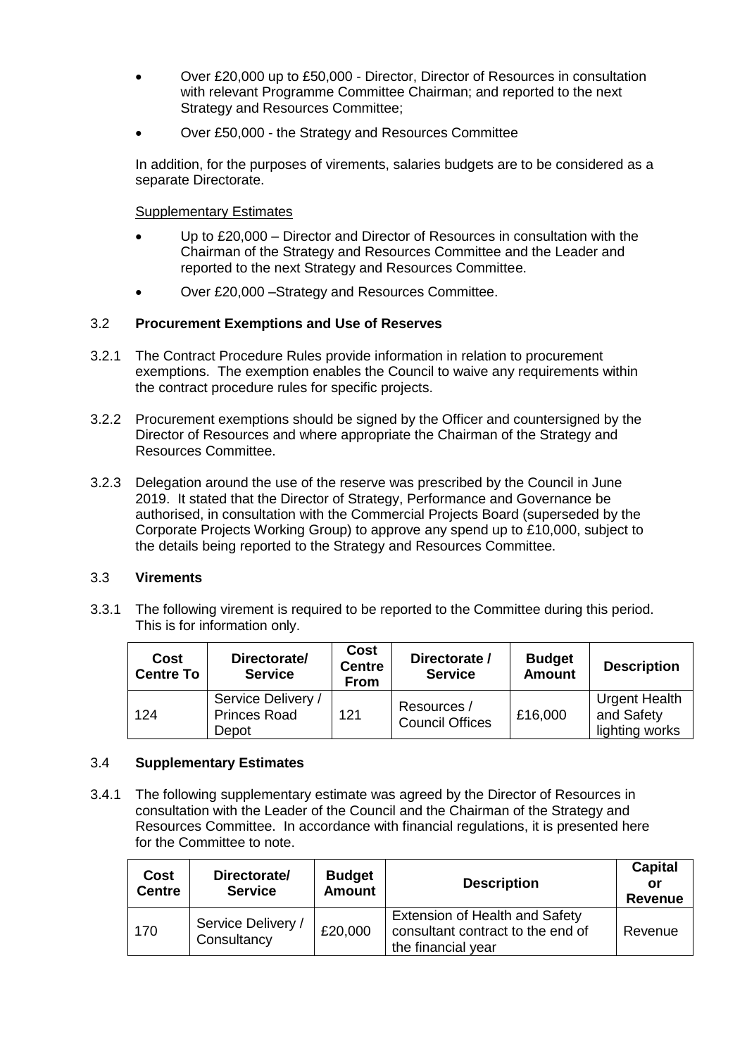- Over £20,000 up to £50,000 - Director, Director of Resources in consultation with relevant Programme Committee Chairman; and reported to the next Strategy and Resources Committee;
- Over £50,000 - the Strategy and Resources Committee

In addition, for the purposes of virements, salaries budgets are to be considered as a separate Directorate.

Supplementary Estimates

- Up to £20,000 – Director and Director of Resources in consultation with the Chairman of the Strategy and Resources Committee and the Leader and reported to the next Strategy and Resources Committee.
- Over £20,000 –Strategy and Resources Committee.

### 3.2 **Procurement Exemptions and Use of Reserves**

3.2.1 The Contract Procedure Rules provide information in relation to procurement exemptions. The exemption enables the Council to waive any requirements within the contract procedure rules for specific projects.

3.2.2 Procurement exemptions should be signed by the Officer and countersigned by the Director of Resources and where appropriate the Chairman of the Strategy and Resources Committee.

3.2.3 Delegation around the use of the reserve was prescribed by the Council in June 2019. It stated that the Director of Strategy, Performance and Governance be authorised, in consultation with the Commercial Projects Board (superseded by the Corporate Projects Working Group) to approve any spend up to £10,000, subject to the details being reported to the Strategy and Resources Committee.

### 3.3 **Virements**

3.3.1 The following virement is required to be reported to the Committee during this period. This is for information only.

| Cost Centre To | Directorate/ Service | Cost Centre From | Directorate / Service | Budget Amount | Description |
|---|---|---|---|---|---|
| 124 | Service Delivery / Princes Road Depot | 121 | Resources / Council Offices | £16,000 | Urgent Health and Safety lighting works |

### 3.4 **Supplementary Estimates**

3.4.1 The following supplementary estimate was agreed by the Director of Resources in consultation with the Leader of the Council and the Chairman of the Strategy and Resources Committee. In accordance with financial regulations, it is presented here for the Committee to note.

| Cost Centre | Directorate/ Service | Budget Amount | Description | Capital or Revenue |
|---|---|---|---|---|
| 170 | Service Delivery / Consultancy | £20,000 | Extension of Health and Safety consultant contract to the end of the financial year | Revenue |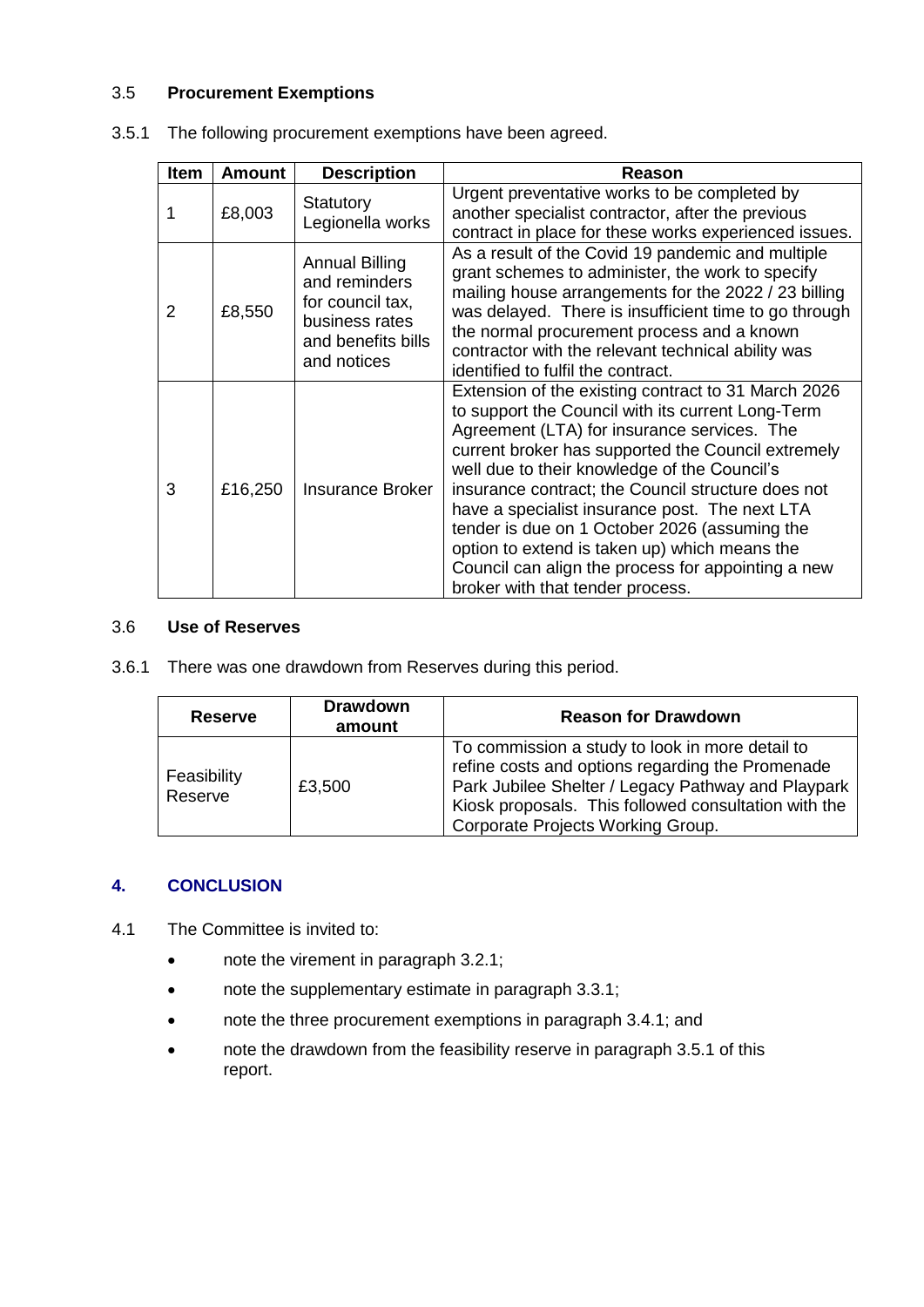### 3.5 Procurement Exemptions

3.5.1 The following procurement exemptions have been agreed.

| Item | Amount | Description | Reason |
|---|---|---|---|
| 1 | £8,003 | Statutory Legionella works | Urgent preventative works to be completed by another specialist contractor, after the previous contract in place for these works experienced issues. |
| 2 | £8,550 | Annual Billing and reminders for council tax, business rates and benefits bills and notices | As a result of the Covid 19 pandemic and multiple grant schemes to administer, the work to specify mailing house arrangements for the 2022 / 23 billing was delayed. There is insufficient time to go through the normal procurement process and a known contractor with the relevant technical ability was identified to fulfil the contract. |
| 3 | £16,250 | Insurance Broker | Extension of the existing contract to 31 March 2026 to support the Council with its current Long-Term Agreement (LTA) for insurance services. The current broker has supported the Council extremely well due to their knowledge of the Council's insurance contract; the Council structure does not have a specialist insurance post. The next LTA tender is due on 1 October 2026 (assuming the option to extend is taken up) which means the Council can align the process for appointing a new broker with that tender process. |

### 3.6 Use of Reserves

3.6.1 There was one drawdown from Reserves during this period.

| Reserve | Drawdown amount | Reason for Drawdown |
|---|---|---|
| Feasibility Reserve | £3,500 | To commission a study to look in more detail to refine costs and options regarding the Promenade Park Jubilee Shelter / Legacy Pathway and Playpark Kiosk proposals. This followed consultation with the Corporate Projects Working Group. |

## 4. CONCLUSION

4.1 The Committee is invited to:

- note the virement in paragraph 3.2.1;
- note the supplementary estimate in paragraph 3.3.1;
- note the three procurement exemptions in paragraph 3.4.1; and
- note the drawdown from the feasibility reserve in paragraph 3.5.1 of this report.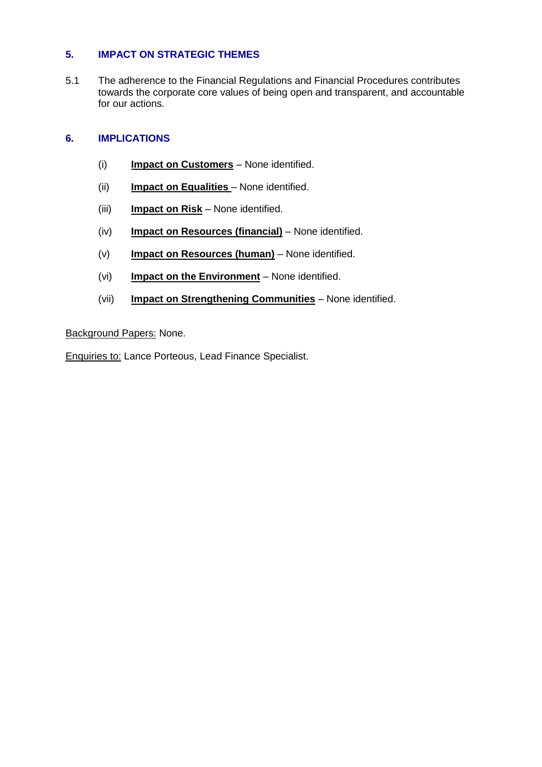## 5. IMPACT ON STRATEGIC THEMES

5.1 The adherence to the Financial Regulations and Financial Procedures contributes towards the corporate core values of being open and transparent, and accountable for our actions.

## 6. IMPLICATIONS

(i) **Impact on Customers** – None identified.

(ii) **Impact on Equalities** – None identified.

(iii) **Impact on Risk** – None identified.

(iv) **Impact on Resources (financial)** – None identified.

(v) **Impact on Resources (human)** – None identified.

(vi) **Impact on the Environment** – None identified.

(vii) **Impact on Strengthening Communities** – None identified.

Background Papers: None.

Enquiries to: Lance Porteous, Lead Finance Specialist.